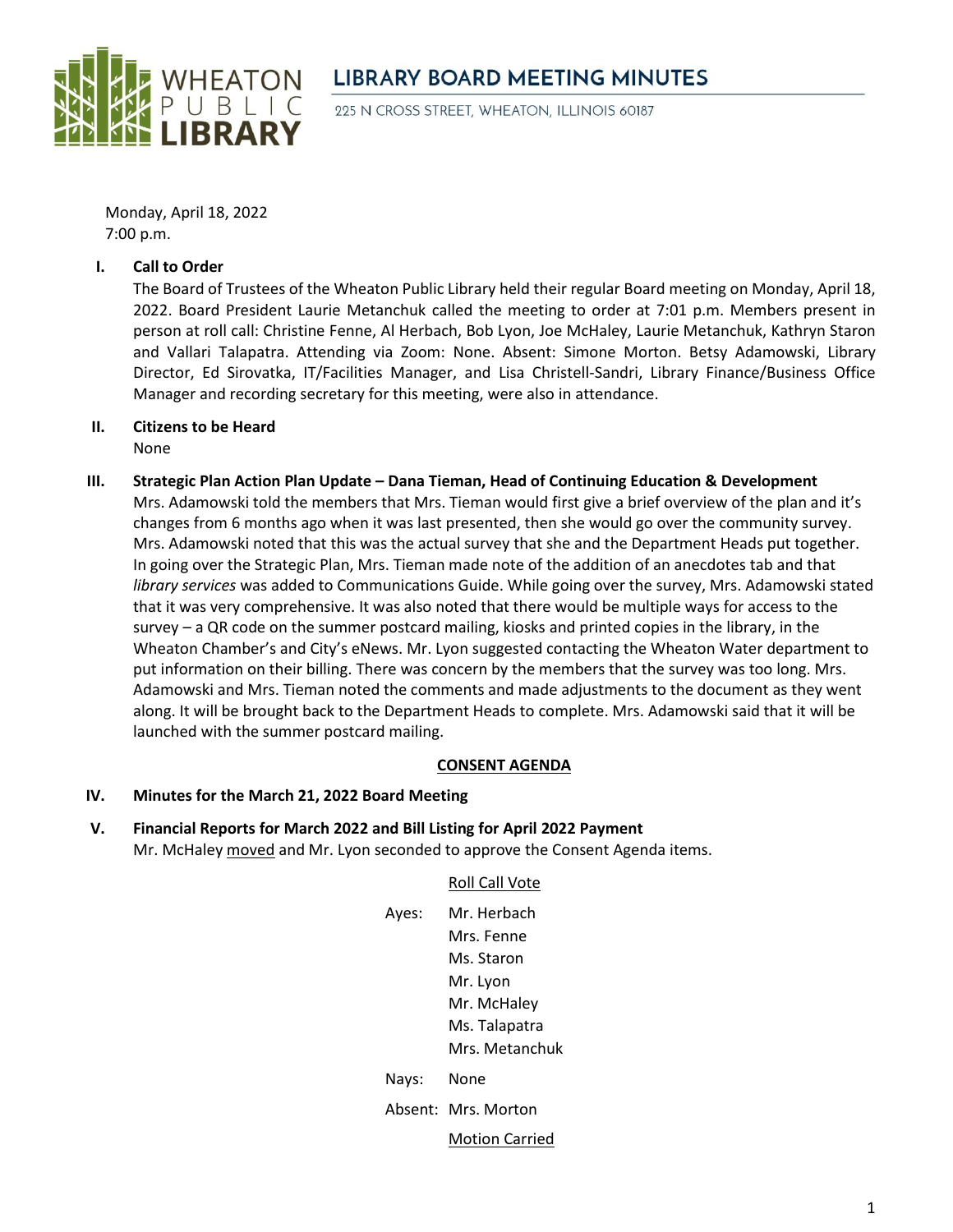# LIBRARY BOARD MEETING MINUTES

WHEATON PUBLIC LIBRARY

225 N CROSS STREET, WHEATON, ILLINOIS 60187

Monday, April 18, 2022
7:00 p.m.

**I. Call to Order**

The Board of Trustees of the Wheaton Public Library held their regular Board meeting on Monday, April 18, 2022. Board President Laurie Metanchuk called the meeting to order at 7:01 p.m. Members present in person at roll call: Christine Fenne, Al Herbach, Bob Lyon, Joe McHaley, Laurie Metanchuk, Kathryn Staron and Vallari Talapatra. Attending via Zoom: None. Absent: Simone Morton. Betsy Adamowski, Library Director, Ed Sirovatka, IT/Facilities Manager, and Lisa Christell-Sandri, Library Finance/Business Office Manager and recording secretary for this meeting, were also in attendance.

**II. Citizens to be Heard**

None

**III. Strategic Plan Action Plan Update – Dana Tieman, Head of Continuing Education & Development**

Mrs. Adamowski told the members that Mrs. Tieman would first give a brief overview of the plan and it's changes from 6 months ago when it was last presented, then she would go over the community survey. Mrs. Adamowski noted that this was the actual survey that she and the Department Heads put together. In going over the Strategic Plan, Mrs. Tieman made note of the addition of an anecdotes tab and that *library services* was added to Communications Guide. While going over the survey, Mrs. Adamowski stated that it was very comprehensive. It was also noted that there would be multiple ways for access to the survey – a QR code on the summer postcard mailing, kiosks and printed copies in the library, in the Wheaton Chamber's and City's eNews. Mr. Lyon suggested contacting the Wheaton Water department to put information on their billing. There was concern by the members that the survey was too long. Mrs. Adamowski and Mrs. Tieman noted the comments and made adjustments to the document as they went along. It will be brought back to the Department Heads to complete. Mrs. Adamowski said that it will be launched with the summer postcard mailing.

**CONSENT AGENDA**

**IV. Minutes for the March 21, 2022 Board Meeting**

**V. Financial Reports for March 2022 and Bill Listing for April 2022 Payment**

Mr. McHaley moved and Mr. Lyon seconded to approve the Consent Agenda items.

Roll Call Vote

Ayes: Mr. Herbach
Mrs. Fenne
Ms. Staron
Mr. Lyon
Mr. McHaley
Ms. Talapatra
Mrs. Metanchuk

Nays: None

Absent: Mrs. Morton

Motion Carried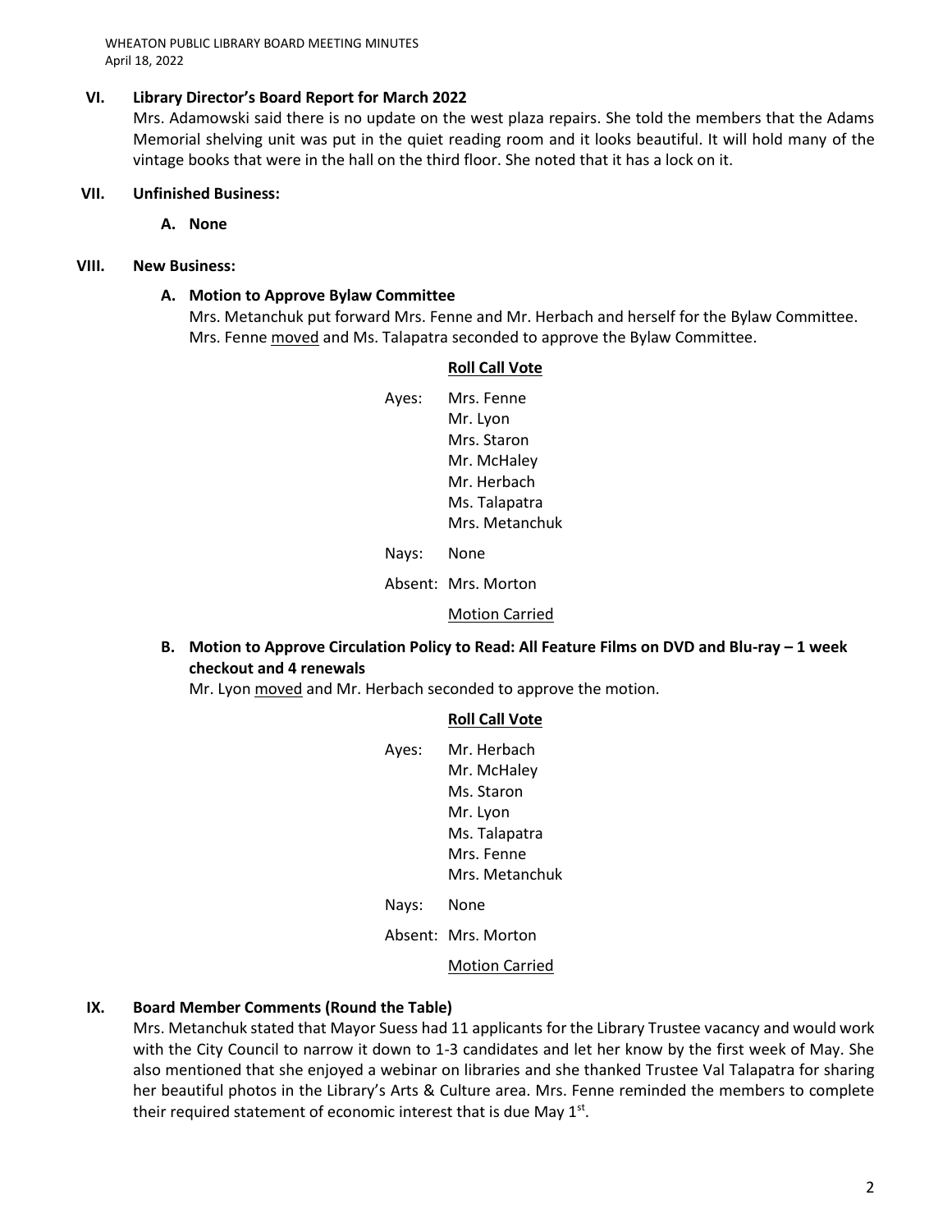## VI. Library Director's Board Report for March 2022

Mrs. Adamowski said there is no update on the west plaza repairs. She told the members that the Adams Memorial shelving unit was put in the quiet reading room and it looks beautiful. It will hold many of the vintage books that were in the hall on the third floor. She noted that it has a lock on it.

## VII. Unfinished Business:

### A. None

## VIII. New Business:

### A. Motion to Approve Bylaw Committee

Mrs. Metanchuk put forward Mrs. Fenne and Mr. Herbach and herself for the Bylaw Committee. Mrs. Fenne moved and Ms. Talapatra seconded to approve the Bylaw Committee.

**Roll Call Vote**

Ayes: Mrs. Fenne
Mr. Lyon
Mrs. Staron
Mr. McHaley
Mr. Herbach
Ms. Talapatra
Mrs. Metanchuk

Nays: None

Absent: Mrs. Morton

Motion Carried

### B. Motion to Approve Circulation Policy to Read: All Feature Films on DVD and Blu-ray – 1 week checkout and 4 renewals

Mr. Lyon moved and Mr. Herbach seconded to approve the motion.

**Roll Call Vote**

Ayes: Mr. Herbach
Mr. McHaley
Ms. Staron
Mr. Lyon
Ms. Talapatra
Mrs. Fenne
Mrs. Metanchuk

Nays: None

Absent: Mrs. Morton

Motion Carried

## IX. Board Member Comments (Round the Table)

Mrs. Metanchuk stated that Mayor Suess had 11 applicants for the Library Trustee vacancy and would work with the City Council to narrow it down to 1-3 candidates and let her know by the first week of May. She also mentioned that she enjoyed a webinar on libraries and she thanked Trustee Val Talapatra for sharing her beautiful photos in the Library's Arts & Culture area. Mrs. Fenne reminded the members to complete their required statement of economic interest that is due May 1st.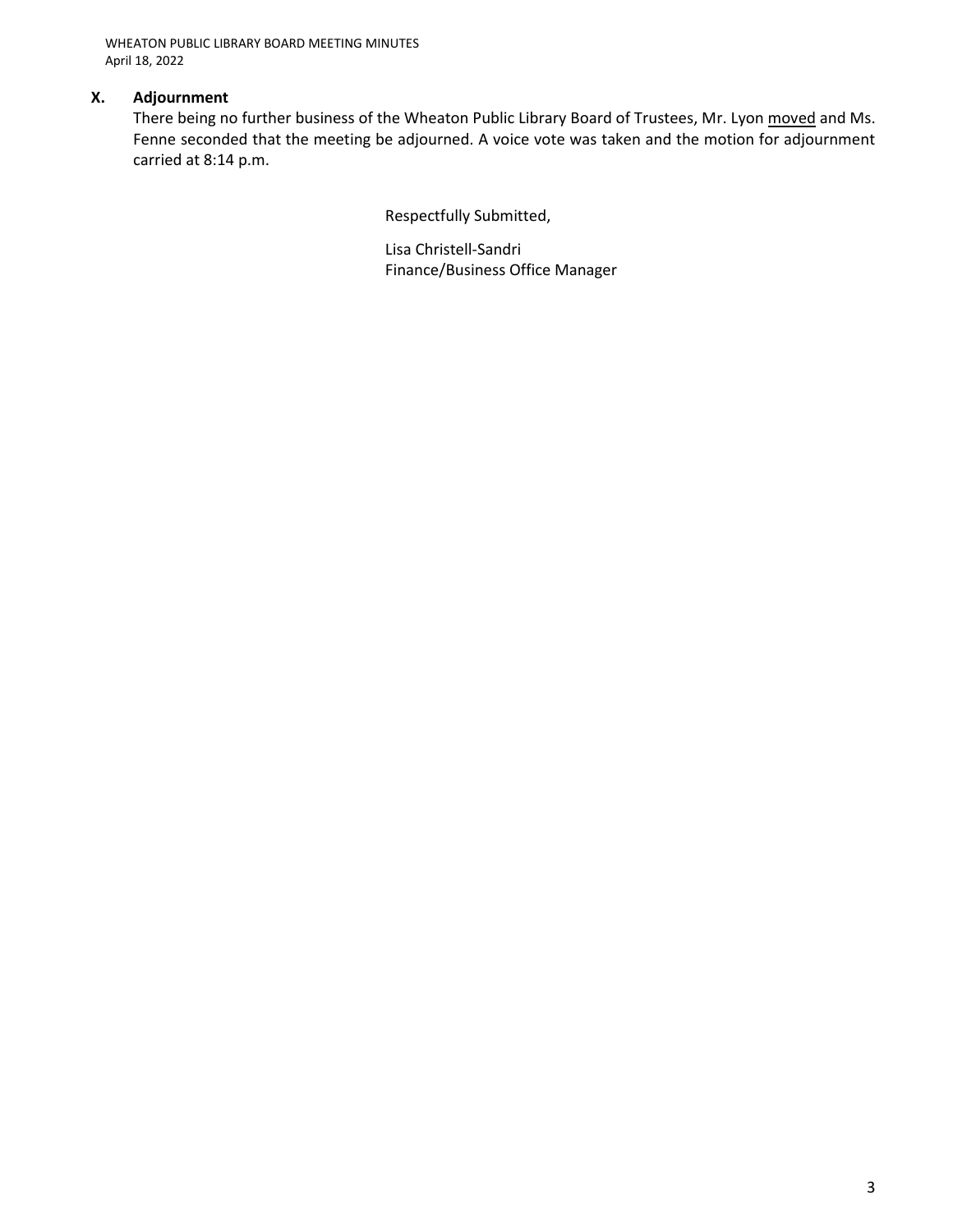## X. Adjournment

There being no further business of the Wheaton Public Library Board of Trustees, Mr. Lyon moved and Ms. Fenne seconded that the meeting be adjourned. A voice vote was taken and the motion for adjournment carried at 8:14 p.m.

Respectfully Submitted,

Lisa Christell-Sandri
Finance/Business Office Manager